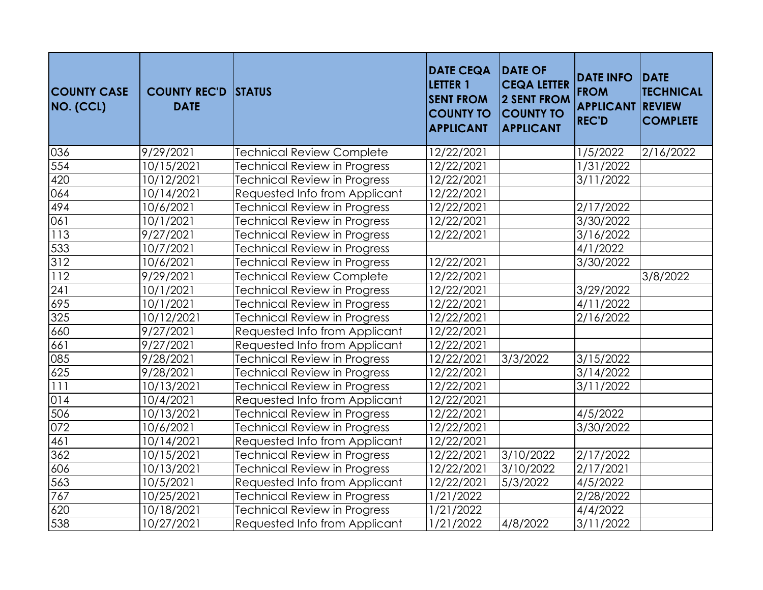| COUNTY CASE NO. (CCL) | COUNTY REC'D DATE | STATUS | DATE CEQA LETTER 1 SENT FROM COUNTY TO APPLICANT | DATE OF CEQA LETTER 2 SENT FROM COUNTY TO APPLICANT | DATE INFO FROM APPLICANT REC'D | DATE TECHNICAL REVIEW COMPLETE |
|---|---|---|---|---|---|---|
| 036 | 9/29/2021 | Technical Review Complete | 12/22/2021 | | 1/5/2022 | 2/16/2022 |
| 554 | 10/15/2021 | Technical Review in Progress | 12/22/2021 | | 1/31/2022 | |
| 420 | 10/12/2021 | Technical Review in Progress | 12/22/2021 | | 3/11/2022 | |
| 064 | 10/14/2021 | Requested Info from Applicant | 12/22/2021 | | | |
| 494 | 10/6/2021 | Technical Review in Progress | 12/22/2021 | | 2/17/2022 | |
| 061 | 10/1/2021 | Technical Review in Progress | 12/22/2021 | | 3/30/2022 | |
| 113 | 9/27/2021 | Technical Review in Progress | 12/22/2021 | | 3/16/2022 | |
| 533 | 10/7/2021 | Technical Review in Progress | | | 4/1/2022 | |
| 312 | 10/6/2021 | Technical Review in Progress | 12/22/2021 | | 3/30/2022 | |
| 112 | 9/29/2021 | Technical Review Complete | 12/22/2021 | | | 3/8/2022 |
| 241 | 10/1/2021 | Technical Review in Progress | 12/22/2021 | | 3/29/2022 | |
| 695 | 10/1/2021 | Technical Review in Progress | 12/22/2021 | | 4/11/2022 | |
| 325 | 10/12/2021 | Technical Review in Progress | 12/22/2021 | | 2/16/2022 | |
| 660 | 9/27/2021 | Requested Info from Applicant | 12/22/2021 | | | |
| 661 | 9/27/2021 | Requested Info from Applicant | 12/22/2021 | | | |
| 085 | 9/28/2021 | Technical Review in Progress | 12/22/2021 | 3/3/2022 | 3/15/2022 | |
| 625 | 9/28/2021 | Technical Review in Progress | 12/22/2021 | | 3/14/2022 | |
| 111 | 10/13/2021 | Technical Review in Progress | 12/22/2021 | | 3/11/2022 | |
| 014 | 10/4/2021 | Requested Info from Applicant | 12/22/2021 | | | |
| 506 | 10/13/2021 | Technical Review in Progress | 12/22/2021 | | 4/5/2022 | |
| 072 | 10/6/2021 | Technical Review in Progress | 12/22/2021 | | 3/30/2022 | |
| 461 | 10/14/2021 | Requested Info from Applicant | 12/22/2021 | | | |
| 362 | 10/15/2021 | Technical Review in Progress | 12/22/2021 | 3/10/2022 | 2/17/2022 | |
| 606 | 10/13/2021 | Technical Review in Progress | 12/22/2021 | 3/10/2022 | 2/17/2021 | |
| 563 | 10/5/2021 | Requested Info from Applicant | 12/22/2021 | 5/3/2022 | 4/5/2022 | |
| 767 | 10/25/2021 | Technical Review in Progress | 1/21/2022 | | 2/28/2022 | |
| 620 | 10/18/2021 | Technical Review in Progress | 1/21/2022 | | 4/4/2022 | |
| 538 | 10/27/2021 | Requested Info from Applicant | 1/21/2022 | 4/8/2022 | 3/11/2022 | |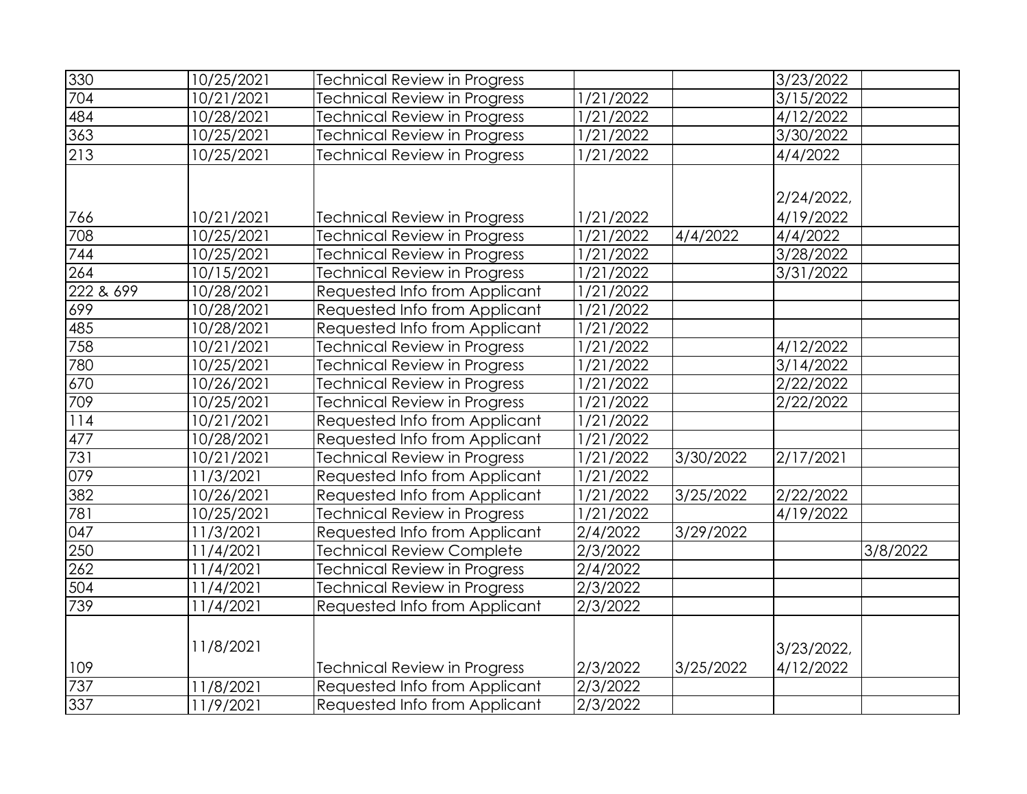| | | | | | | |
|---|---|---|---|---|---|---|
| 330 | 10/25/2021 | Technical Review in Progress | | | 3/23/2022 | |
| 704 | 10/21/2021 | Technical Review in Progress | 1/21/2022 | | 3/15/2022 | |
| 484 | 10/28/2021 | Technical Review in Progress | 1/21/2022 | | 4/12/2022 | |
| 363 | 10/25/2021 | Technical Review in Progress | 1/21/2022 | | 3/30/2022 | |
| 213 | 10/25/2021 | Technical Review in Progress | 1/21/2022 | | 4/4/2022 | |
| 766 | 10/21/2021 | Technical Review in Progress | 1/21/2022 | | 2/24/2022, 4/19/2022 | |
| 708 | 10/25/2021 | Technical Review in Progress | 1/21/2022 | 4/4/2022 | 4/4/2022 | |
| 744 | 10/25/2021 | Technical Review in Progress | 1/21/2022 | | 3/28/2022 | |
| 264 | 10/15/2021 | Technical Review in Progress | 1/21/2022 | | 3/31/2022 | |
| 222 & 699 | 10/28/2021 | Requested Info from Applicant | 1/21/2022 | | | |
| 699 | 10/28/2021 | Requested Info from Applicant | 1/21/2022 | | | |
| 485 | 10/28/2021 | Requested Info from Applicant | 1/21/2022 | | | |
| 758 | 10/21/2021 | Technical Review in Progress | 1/21/2022 | | 4/12/2022 | |
| 780 | 10/25/2021 | Technical Review in Progress | 1/21/2022 | | 3/14/2022 | |
| 670 | 10/26/2021 | Technical Review in Progress | 1/21/2022 | | 2/22/2022 | |
| 709 | 10/25/2021 | Technical Review in Progress | 1/21/2022 | | 2/22/2022 | |
| 114 | 10/21/2021 | Requested Info from Applicant | 1/21/2022 | | | |
| 477 | 10/28/2021 | Requested Info from Applicant | 1/21/2022 | | | |
| 731 | 10/21/2021 | Technical Review in Progress | 1/21/2022 | 3/30/2022 | 2/17/2021 | |
| 079 | 11/3/2021 | Requested Info from Applicant | 1/21/2022 | | | |
| 382 | 10/26/2021 | Requested Info from Applicant | 1/21/2022 | 3/25/2022 | 2/22/2022 | |
| 781 | 10/25/2021 | Technical Review in Progress | 1/21/2022 | | 4/19/2022 | |
| 047 | 11/3/2021 | Requested Info from Applicant | 2/4/2022 | 3/29/2022 | | |
| 250 | 11/4/2021 | Technical Review Complete | 2/3/2022 | | | 3/8/2022 |
| 262 | 11/4/2021 | Technical Review in Progress | 2/4/2022 | | | |
| 504 | 11/4/2021 | Technical Review in Progress | 2/3/2022 | | | |
| 739 | 11/4/2021 | Requested Info from Applicant | 2/3/2022 | | | |
| 109 | 11/8/2021 | Technical Review in Progress | 2/3/2022 | 3/25/2022 | 3/23/2022, 4/12/2022 | |
| 737 | 11/8/2021 | Requested Info from Applicant | 2/3/2022 | | | |
| 337 | 11/9/2021 | Requested Info from Applicant | 2/3/2022 | | | |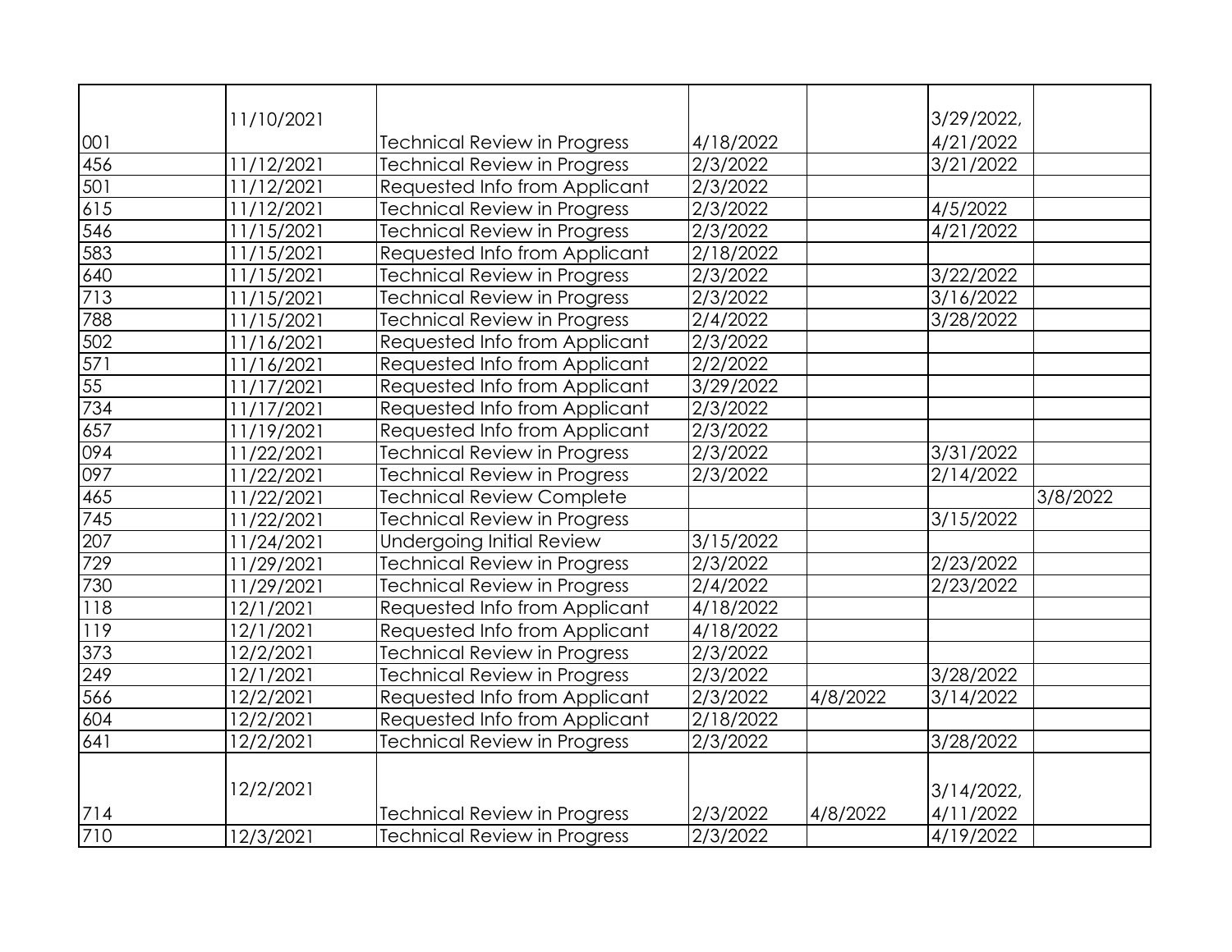| | | | | | | |
|---|---|---|---|---|---|---|
| 001 | 11/10/2021 | Technical Review in Progress | 4/18/2022 | | 3/29/2022, 4/21/2022 | |
| 456 | 11/12/2021 | Technical Review in Progress | 2/3/2022 | | 3/21/2022 | |
| 501 | 11/12/2021 | Requested Info from Applicant | 2/3/2022 | | | |
| 615 | 11/12/2021 | Technical Review in Progress | 2/3/2022 | | 4/5/2022 | |
| 546 | 11/15/2021 | Technical Review in Progress | 2/3/2022 | | 4/21/2022 | |
| 583 | 11/15/2021 | Requested Info from Applicant | 2/18/2022 | | | |
| 640 | 11/15/2021 | Technical Review in Progress | 2/3/2022 | | 3/22/2022 | |
| 713 | 11/15/2021 | Technical Review in Progress | 2/3/2022 | | 3/16/2022 | |
| 788 | 11/15/2021 | Technical Review in Progress | 2/4/2022 | | 3/28/2022 | |
| 502 | 11/16/2021 | Requested Info from Applicant | 2/3/2022 | | | |
| 571 | 11/16/2021 | Requested Info from Applicant | 2/2/2022 | | | |
| 55 | 11/17/2021 | Requested Info from Applicant | 3/29/2022 | | | |
| 734 | 11/17/2021 | Requested Info from Applicant | 2/3/2022 | | | |
| 657 | 11/19/2021 | Requested Info from Applicant | 2/3/2022 | | | |
| 094 | 11/22/2021 | Technical Review in Progress | 2/3/2022 | | 3/31/2022 | |
| 097 | 11/22/2021 | Technical Review in Progress | 2/3/2022 | | 2/14/2022 | |
| 465 | 11/22/2021 | Technical Review Complete | | | | 3/8/2022 |
| 745 | 11/22/2021 | Technical Review in Progress | | | 3/15/2022 | |
| 207 | 11/24/2021 | Undergoing Initial Review | 3/15/2022 | | | |
| 729 | 11/29/2021 | Technical Review in Progress | 2/3/2022 | | 2/23/2022 | |
| 730 | 11/29/2021 | Technical Review in Progress | 2/4/2022 | | 2/23/2022 | |
| 118 | 12/1/2021 | Requested Info from Applicant | 4/18/2022 | | | |
| 119 | 12/1/2021 | Requested Info from Applicant | 4/18/2022 | | | |
| 373 | 12/2/2021 | Technical Review in Progress | 2/3/2022 | | | |
| 249 | 12/1/2021 | Technical Review in Progress | 2/3/2022 | | 3/28/2022 | |
| 566 | 12/2/2021 | Requested Info from Applicant | 2/3/2022 | 4/8/2022 | 3/14/2022 | |
| 604 | 12/2/2021 | Requested Info from Applicant | 2/18/2022 | | | |
| 641 | 12/2/2021 | Technical Review in Progress | 2/3/2022 | | 3/28/2022 | |
| 714 | 12/2/2021 | Technical Review in Progress | 2/3/2022 | 4/8/2022 | 3/14/2022, 4/11/2022 | |
| 710 | 12/3/2021 | Technical Review in Progress | 2/3/2022 | | 4/19/2022 | |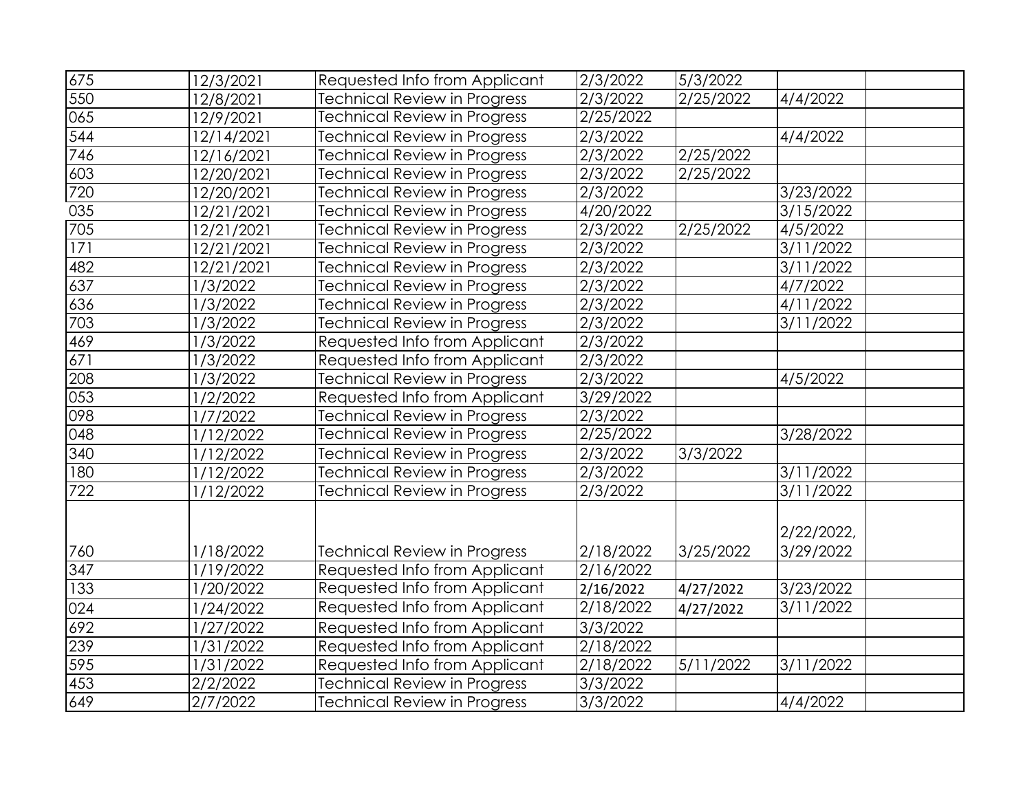| | | | | | | |
|---|---|---|---|---|---|---|
| 675 | 12/3/2021 | Requested Info from Applicant | 2/3/2022 | 5/3/2022 | | |
| 550 | 12/8/2021 | Technical Review in Progress | 2/3/2022 | 2/25/2022 | 4/4/2022 | |
| 065 | 12/9/2021 | Technical Review in Progress | 2/25/2022 | | | |
| 544 | 12/14/2021 | Technical Review in Progress | 2/3/2022 | | 4/4/2022 | |
| 746 | 12/16/2021 | Technical Review in Progress | 2/3/2022 | 2/25/2022 | | |
| 603 | 12/20/2021 | Technical Review in Progress | 2/3/2022 | 2/25/2022 | | |
| 720 | 12/20/2021 | Technical Review in Progress | 2/3/2022 | | 3/23/2022 | |
| 035 | 12/21/2021 | Technical Review in Progress | 4/20/2022 | | 3/15/2022 | |
| 705 | 12/21/2021 | Technical Review in Progress | 2/3/2022 | 2/25/2022 | 4/5/2022 | |
| 171 | 12/21/2021 | Technical Review in Progress | 2/3/2022 | | 3/11/2022 | |
| 482 | 12/21/2021 | Technical Review in Progress | 2/3/2022 | | 3/11/2022 | |
| 637 | 1/3/2022 | Technical Review in Progress | 2/3/2022 | | 4/7/2022 | |
| 636 | 1/3/2022 | Technical Review in Progress | 2/3/2022 | | 4/11/2022 | |
| 703 | 1/3/2022 | Technical Review in Progress | 2/3/2022 | | 3/11/2022 | |
| 469 | 1/3/2022 | Requested Info from Applicant | 2/3/2022 | | | |
| 671 | 1/3/2022 | Requested Info from Applicant | 2/3/2022 | | | |
| 208 | 1/3/2022 | Technical Review in Progress | 2/3/2022 | | 4/5/2022 | |
| 053 | 1/2/2022 | Requested Info from Applicant | 3/29/2022 | | | |
| 098 | 1/7/2022 | Technical Review in Progress | 2/3/2022 | | | |
| 048 | 1/12/2022 | Technical Review in Progress | 2/25/2022 | | 3/28/2022 | |
| 340 | 1/12/2022 | Technical Review in Progress | 2/3/2022 | 3/3/2022 | | |
| 180 | 1/12/2022 | Technical Review in Progress | 2/3/2022 | | 3/11/2022 | |
| 722 | 1/12/2022 | Technical Review in Progress | 2/3/2022 | | 3/11/2022 | |
| 760 | 1/18/2022 | Technical Review in Progress | 2/18/2022 | 3/25/2022 | 2/22/2022, 3/29/2022 | |
| 347 | 1/19/2022 | Requested Info from Applicant | 2/16/2022 | | | |
| 133 | 1/20/2022 | Requested Info from Applicant | 2/16/2022 | 4/27/2022 | 3/23/2022 | |
| 024 | 1/24/2022 | Requested Info from Applicant | 2/18/2022 | 4/27/2022 | 3/11/2022 | |
| 692 | 1/27/2022 | Requested Info from Applicant | 3/3/2022 | | | |
| 239 | 1/31/2022 | Requested Info from Applicant | 2/18/2022 | | | |
| 595 | 1/31/2022 | Requested Info from Applicant | 2/18/2022 | 5/11/2022 | 3/11/2022 | |
| 453 | 2/2/2022 | Technical Review in Progress | 3/3/2022 | | | |
| 649 | 2/7/2022 | Technical Review in Progress | 3/3/2022 | | 4/4/2022 | |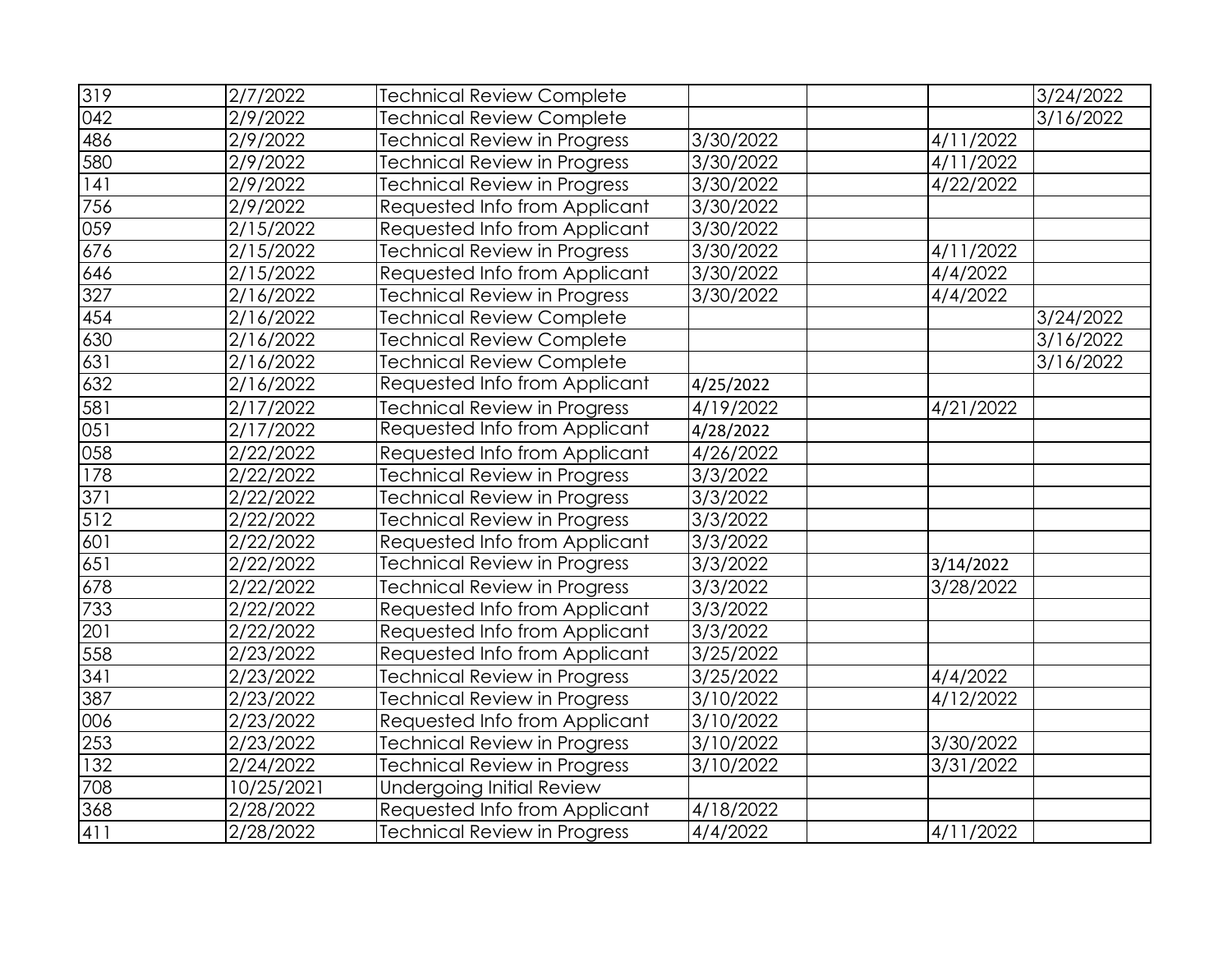| | | | | | | |
|---|---|---|---|---|---|---|
| 319 | 2/7/2022 | Technical Review Complete | | | | 3/24/2022 |
| 042 | 2/9/2022 | Technical Review Complete | | | | 3/16/2022 |
| 486 | 2/9/2022 | Technical Review in Progress | 3/30/2022 | | 4/11/2022 | |
| 580 | 2/9/2022 | Technical Review in Progress | 3/30/2022 | | 4/11/2022 | |
| 141 | 2/9/2022 | Technical Review in Progress | 3/30/2022 | | 4/22/2022 | |
| 756 | 2/9/2022 | Requested Info from Applicant | 3/30/2022 | | | |
| 059 | 2/15/2022 | Requested Info from Applicant | 3/30/2022 | | | |
| 676 | 2/15/2022 | Technical Review in Progress | 3/30/2022 | | 4/11/2022 | |
| 646 | 2/15/2022 | Requested Info from Applicant | 3/30/2022 | | 4/4/2022 | |
| 327 | 2/16/2022 | Technical Review in Progress | 3/30/2022 | | 4/4/2022 | |
| 454 | 2/16/2022 | Technical Review Complete | | | | 3/24/2022 |
| 630 | 2/16/2022 | Technical Review Complete | | | | 3/16/2022 |
| 631 | 2/16/2022 | Technical Review Complete | | | | 3/16/2022 |
| 632 | 2/16/2022 | Requested Info from Applicant | 4/25/2022 | | | |
| 581 | 2/17/2022 | Technical Review in Progress | 4/19/2022 | | 4/21/2022 | |
| 051 | 2/17/2022 | Requested Info from Applicant | 4/28/2022 | | | |
| 058 | 2/22/2022 | Requested Info from Applicant | 4/26/2022 | | | |
| 178 | 2/22/2022 | Technical Review in Progress | 3/3/2022 | | | |
| 371 | 2/22/2022 | Technical Review in Progress | 3/3/2022 | | | |
| 512 | 2/22/2022 | Technical Review in Progress | 3/3/2022 | | | |
| 601 | 2/22/2022 | Requested Info from Applicant | 3/3/2022 | | | |
| 651 | 2/22/2022 | Technical Review in Progress | 3/3/2022 | | 3/14/2022 | |
| 678 | 2/22/2022 | Technical Review in Progress | 3/3/2022 | | 3/28/2022 | |
| 733 | 2/22/2022 | Requested Info from Applicant | 3/3/2022 | | | |
| 201 | 2/22/2022 | Requested Info from Applicant | 3/3/2022 | | | |
| 558 | 2/23/2022 | Requested Info from Applicant | 3/25/2022 | | | |
| 341 | 2/23/2022 | Technical Review in Progress | 3/25/2022 | | 4/4/2022 | |
| 387 | 2/23/2022 | Technical Review in Progress | 3/10/2022 | | 4/12/2022 | |
| 006 | 2/23/2022 | Requested Info from Applicant | 3/10/2022 | | | |
| 253 | 2/23/2022 | Technical Review in Progress | 3/10/2022 | | 3/30/2022 | |
| 132 | 2/24/2022 | Technical Review in Progress | 3/10/2022 | | 3/31/2022 | |
| 708 | 10/25/2021 | Undergoing Initial Review | | | | |
| 368 | 2/28/2022 | Requested Info from Applicant | 4/18/2022 | | | |
| 411 | 2/28/2022 | Technical Review in Progress | 4/4/2022 | | 4/11/2022 | |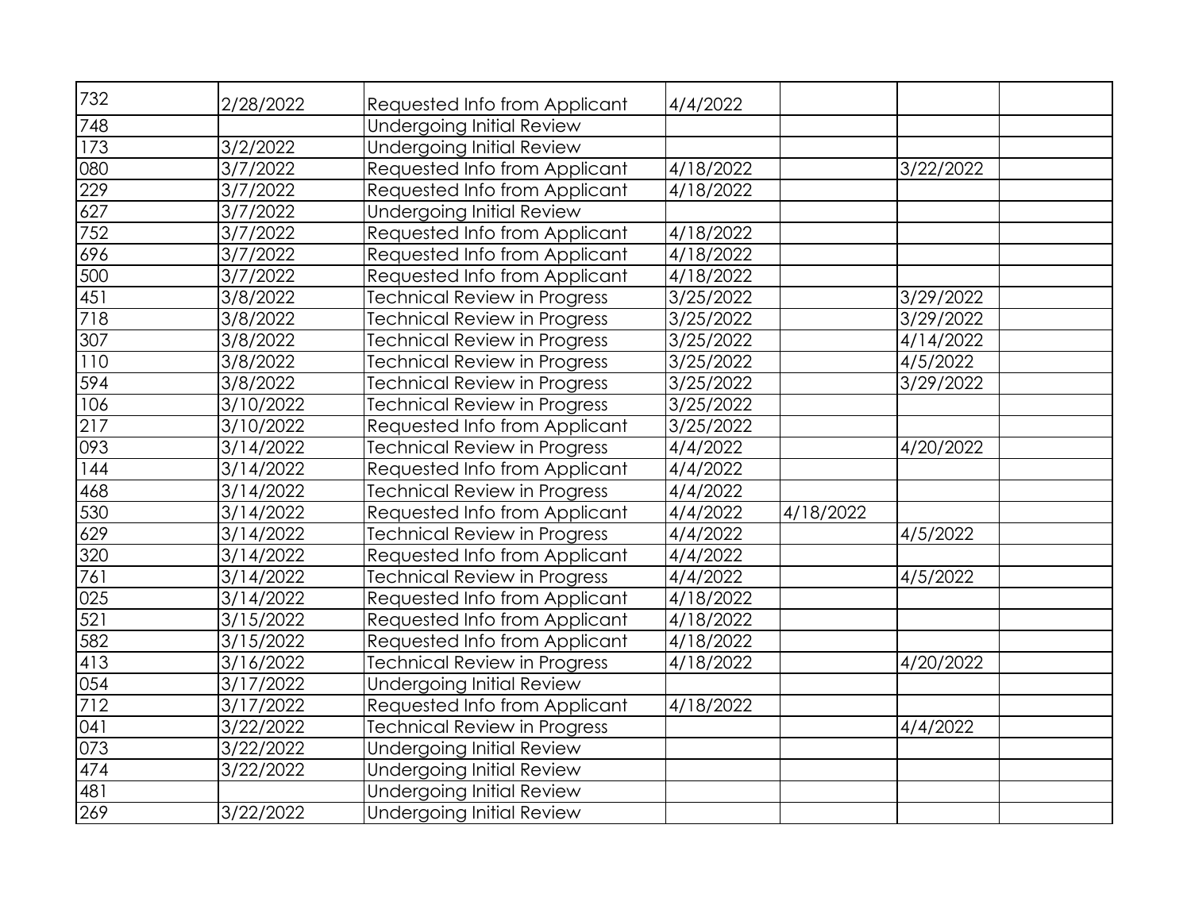| | | | | | | |
|---|---|---|---|---|---|---|
| 732 | 2/28/2022 | Requested Info from Applicant | 4/4/2022 | | | |
| 748 | | Undergoing Initial Review | | | | |
| 173 | 3/2/2022 | Undergoing Initial Review | | | | |
| 080 | 3/7/2022 | Requested Info from Applicant | 4/18/2022 | | 3/22/2022 | |
| 229 | 3/7/2022 | Requested Info from Applicant | 4/18/2022 | | | |
| 627 | 3/7/2022 | Undergoing Initial Review | | | | |
| 752 | 3/7/2022 | Requested Info from Applicant | 4/18/2022 | | | |
| 696 | 3/7/2022 | Requested Info from Applicant | 4/18/2022 | | | |
| 500 | 3/7/2022 | Requested Info from Applicant | 4/18/2022 | | | |
| 451 | 3/8/2022 | Technical Review in Progress | 3/25/2022 | | 3/29/2022 | |
| 718 | 3/8/2022 | Technical Review in Progress | 3/25/2022 | | 3/29/2022 | |
| 307 | 3/8/2022 | Technical Review in Progress | 3/25/2022 | | 4/14/2022 | |
| 110 | 3/8/2022 | Technical Review in Progress | 3/25/2022 | | 4/5/2022 | |
| 594 | 3/8/2022 | Technical Review in Progress | 3/25/2022 | | 3/29/2022 | |
| 106 | 3/10/2022 | Technical Review in Progress | 3/25/2022 | | | |
| 217 | 3/10/2022 | Requested Info from Applicant | 3/25/2022 | | | |
| 093 | 3/14/2022 | Technical Review in Progress | 4/4/2022 | | 4/20/2022 | |
| 144 | 3/14/2022 | Requested Info from Applicant | 4/4/2022 | | | |
| 468 | 3/14/2022 | Technical Review in Progress | 4/4/2022 | | | |
| 530 | 3/14/2022 | Requested Info from Applicant | 4/4/2022 | 4/18/2022 | | |
| 629 | 3/14/2022 | Technical Review in Progress | 4/4/2022 | | 4/5/2022 | |
| 320 | 3/14/2022 | Requested Info from Applicant | 4/4/2022 | | | |
| 761 | 3/14/2022 | Technical Review in Progress | 4/4/2022 | | 4/5/2022 | |
| 025 | 3/14/2022 | Requested Info from Applicant | 4/18/2022 | | | |
| 521 | 3/15/2022 | Requested Info from Applicant | 4/18/2022 | | | |
| 582 | 3/15/2022 | Requested Info from Applicant | 4/18/2022 | | | |
| 413 | 3/16/2022 | Technical Review in Progress | 4/18/2022 | | 4/20/2022 | |
| 054 | 3/17/2022 | Undergoing Initial Review | | | | |
| 712 | 3/17/2022 | Requested Info from Applicant | 4/18/2022 | | | |
| 041 | 3/22/2022 | Technical Review in Progress | | | 4/4/2022 | |
| 073 | 3/22/2022 | Undergoing Initial Review | | | | |
| 474 | 3/22/2022 | Undergoing Initial Review | | | | |
| 481 | | Undergoing Initial Review | | | | |
| 269 | 3/22/2022 | Undergoing Initial Review | | | | |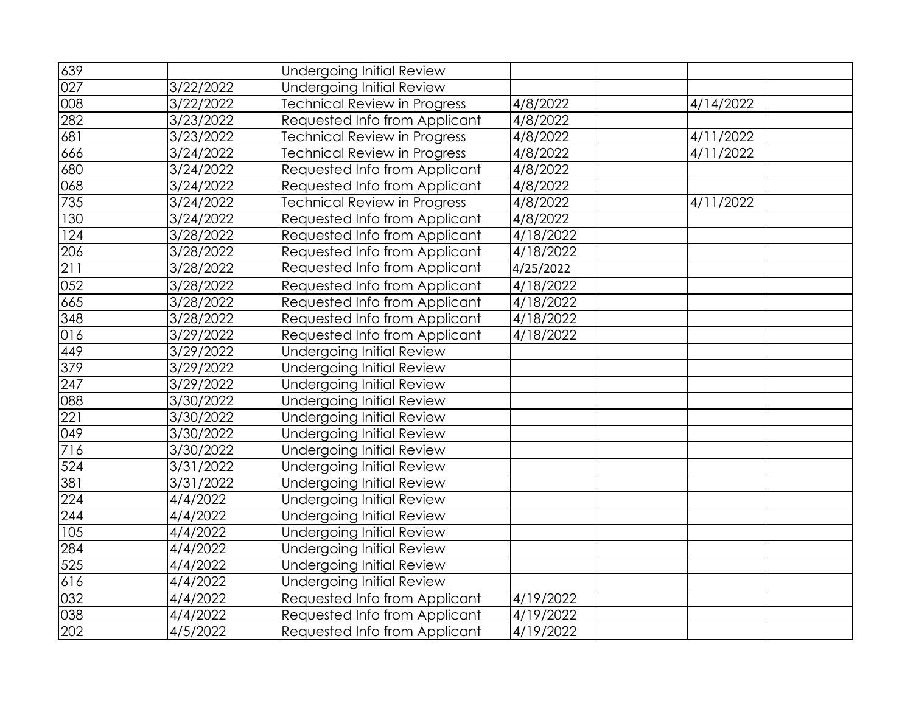| | | | | | | |
|---|---|---|---|---|---|---|
| 639 | | Undergoing Initial Review | | | | |
| 027 | 3/22/2022 | Undergoing Initial Review | | | | |
| 008 | 3/22/2022 | Technical Review in Progress | 4/8/2022 | | 4/14/2022 | |
| 282 | 3/23/2022 | Requested Info from Applicant | 4/8/2022 | | | |
| 681 | 3/23/2022 | Technical Review in Progress | 4/8/2022 | | 4/11/2022 | |
| 666 | 3/24/2022 | Technical Review in Progress | 4/8/2022 | | 4/11/2022 | |
| 680 | 3/24/2022 | Requested Info from Applicant | 4/8/2022 | | | |
| 068 | 3/24/2022 | Requested Info from Applicant | 4/8/2022 | | | |
| 735 | 3/24/2022 | Technical Review in Progress | 4/8/2022 | | 4/11/2022 | |
| 130 | 3/24/2022 | Requested Info from Applicant | 4/8/2022 | | | |
| 124 | 3/28/2022 | Requested Info from Applicant | 4/18/2022 | | | |
| 206 | 3/28/2022 | Requested Info from Applicant | 4/18/2022 | | | |
| 211 | 3/28/2022 | Requested Info from Applicant | 4/25/2022 | | | |
| 052 | 3/28/2022 | Requested Info from Applicant | 4/18/2022 | | | |
| 665 | 3/28/2022 | Requested Info from Applicant | 4/18/2022 | | | |
| 348 | 3/28/2022 | Requested Info from Applicant | 4/18/2022 | | | |
| 016 | 3/29/2022 | Requested Info from Applicant | 4/18/2022 | | | |
| 449 | 3/29/2022 | Undergoing Initial Review | | | | |
| 379 | 3/29/2022 | Undergoing Initial Review | | | | |
| 247 | 3/29/2022 | Undergoing Initial Review | | | | |
| 088 | 3/30/2022 | Undergoing Initial Review | | | | |
| 221 | 3/30/2022 | Undergoing Initial Review | | | | |
| 049 | 3/30/2022 | Undergoing Initial Review | | | | |
| 716 | 3/30/2022 | Undergoing Initial Review | | | | |
| 524 | 3/31/2022 | Undergoing Initial Review | | | | |
| 381 | 3/31/2022 | Undergoing Initial Review | | | | |
| 224 | 4/4/2022 | Undergoing Initial Review | | | | |
| 244 | 4/4/2022 | Undergoing Initial Review | | | | |
| 105 | 4/4/2022 | Undergoing Initial Review | | | | |
| 284 | 4/4/2022 | Undergoing Initial Review | | | | |
| 525 | 4/4/2022 | Undergoing Initial Review | | | | |
| 616 | 4/4/2022 | Undergoing Initial Review | | | | |
| 032 | 4/4/2022 | Requested Info from Applicant | 4/19/2022 | | | |
| 038 | 4/4/2022 | Requested Info from Applicant | 4/19/2022 | | | |
| 202 | 4/5/2022 | Requested Info from Applicant | 4/19/2022 | | | |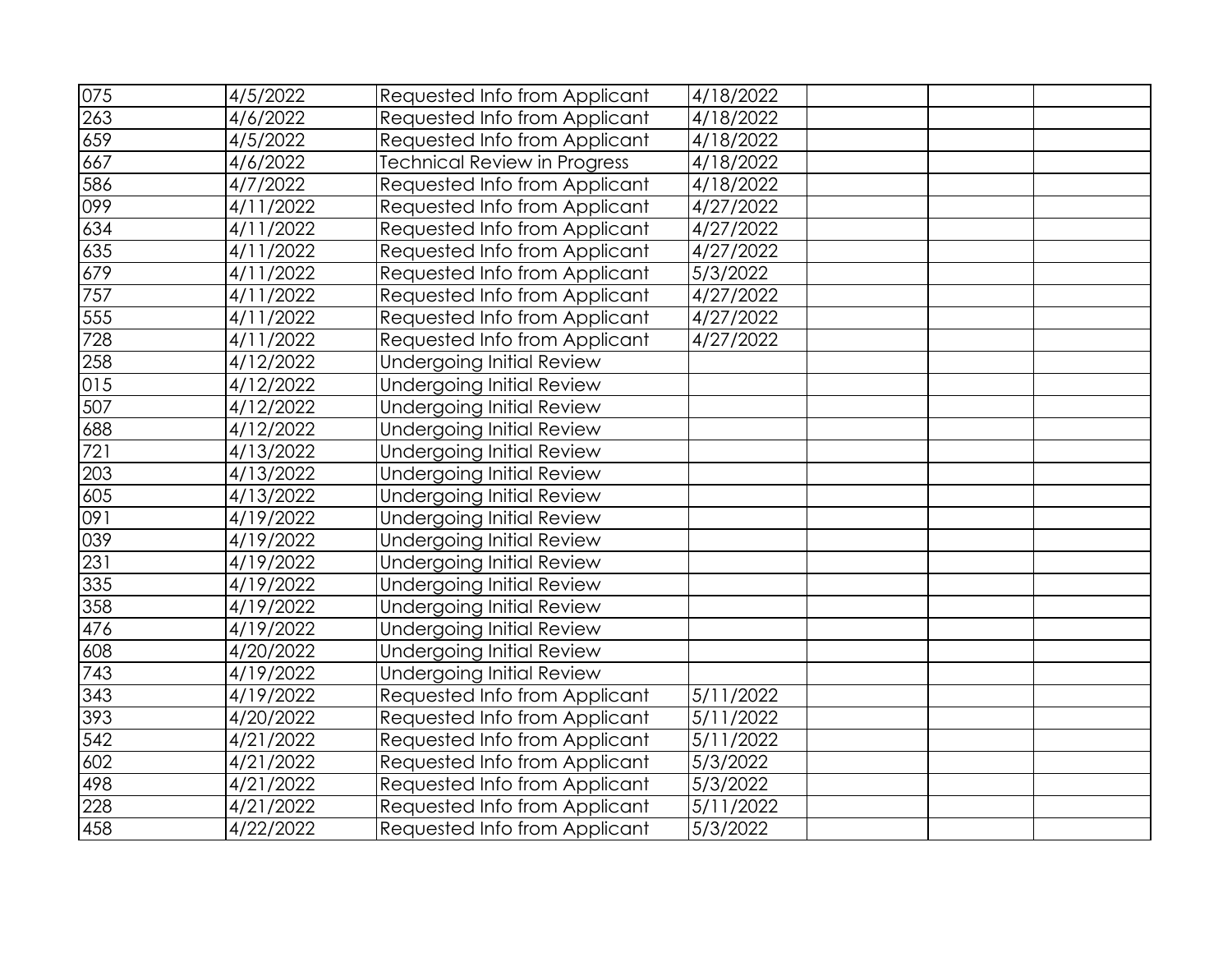| | | | | | | |
|---|---|---|---|---|---|---|
| 075 | 4/5/2022 | Requested Info from Applicant | 4/18/2022 | | | |
| 263 | 4/6/2022 | Requested Info from Applicant | 4/18/2022 | | | |
| 659 | 4/5/2022 | Requested Info from Applicant | 4/18/2022 | | | |
| 667 | 4/6/2022 | Technical Review in Progress | 4/18/2022 | | | |
| 586 | 4/7/2022 | Requested Info from Applicant | 4/18/2022 | | | |
| 099 | 4/11/2022 | Requested Info from Applicant | 4/27/2022 | | | |
| 634 | 4/11/2022 | Requested Info from Applicant | 4/27/2022 | | | |
| 635 | 4/11/2022 | Requested Info from Applicant | 4/27/2022 | | | |
| 679 | 4/11/2022 | Requested Info from Applicant | 5/3/2022 | | | |
| 757 | 4/11/2022 | Requested Info from Applicant | 4/27/2022 | | | |
| 555 | 4/11/2022 | Requested Info from Applicant | 4/27/2022 | | | |
| 728 | 4/11/2022 | Requested Info from Applicant | 4/27/2022 | | | |
| 258 | 4/12/2022 | Undergoing Initial Review | | | | |
| 015 | 4/12/2022 | Undergoing Initial Review | | | | |
| 507 | 4/12/2022 | Undergoing Initial Review | | | | |
| 688 | 4/12/2022 | Undergoing Initial Review | | | | |
| 721 | 4/13/2022 | Undergoing Initial Review | | | | |
| 203 | 4/13/2022 | Undergoing Initial Review | | | | |
| 605 | 4/13/2022 | Undergoing Initial Review | | | | |
| 091 | 4/19/2022 | Undergoing Initial Review | | | | |
| 039 | 4/19/2022 | Undergoing Initial Review | | | | |
| 231 | 4/19/2022 | Undergoing Initial Review | | | | |
| 335 | 4/19/2022 | Undergoing Initial Review | | | | |
| 358 | 4/19/2022 | Undergoing Initial Review | | | | |
| 476 | 4/19/2022 | Undergoing Initial Review | | | | |
| 608 | 4/20/2022 | Undergoing Initial Review | | | | |
| 743 | 4/19/2022 | Undergoing Initial Review | | | | |
| 343 | 4/19/2022 | Requested Info from Applicant | 5/11/2022 | | | |
| 393 | 4/20/2022 | Requested Info from Applicant | 5/11/2022 | | | |
| 542 | 4/21/2022 | Requested Info from Applicant | 5/11/2022 | | | |
| 602 | 4/21/2022 | Requested Info from Applicant | 5/3/2022 | | | |
| 498 | 4/21/2022 | Requested Info from Applicant | 5/3/2022 | | | |
| 228 | 4/21/2022 | Requested Info from Applicant | 5/11/2022 | | | |
| 458 | 4/22/2022 | Requested Info from Applicant | 5/3/2022 | | | |